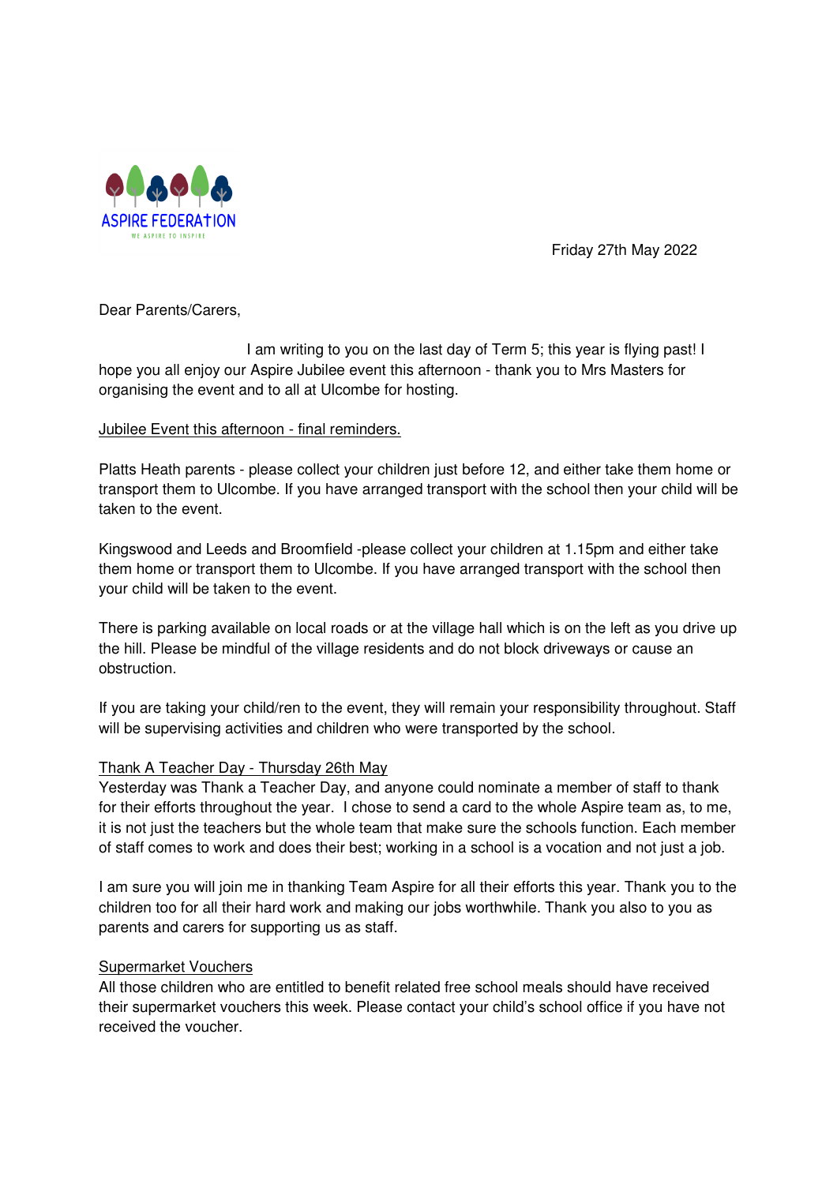ASPIRE FEDERATION

WE ASPIRE TO INSPIRE

Friday 27th May 2022

Dear Parents/Carers,

I am writing to you on the last day of Term 5; this year is flying past! I hope you all enjoy our Aspire Jubilee event this afternoon - thank you to Mrs Masters for organising the event and to all at Ulcombe for hosting.

<u>Jubilee Event this afternoon - final reminders.</u>

Platts Heath parents - please collect your children just before 12, and either take them home or transport them to Ulcombe. If you have arranged transport with the school then your child will be taken to the event.

Kingswood and Leeds and Broomfield -please collect your children at 1.15pm and either take them home or transport them to Ulcombe. If you have arranged transport with the school then your child will be taken to the event.

There is parking available on local roads or at the village hall which is on the left as you drive up the hill. Please be mindful of the village residents and do not block driveways or cause an obstruction.

If you are taking your child/ren to the event, they will remain your responsibility throughout. Staff will be supervising activities and children who were transported by the school.

<u>Thank A Teacher Day - Thursday 26th May</u>

Yesterday was Thank a Teacher Day, and anyone could nominate a member of staff to thank for their efforts throughout the year. I chose to send a card to the whole Aspire team as, to me, it is not just the teachers but the whole team that make sure the schools function. Each member of staff comes to work and does their best; working in a school is a vocation and not just a job.

I am sure you will join me in thanking Team Aspire for all their efforts this year. Thank you to the children too for all their hard work and making our jobs worthwhile. Thank you also to you as parents and carers for supporting us as staff.

<u>Supermarket Vouchers</u>

All those children who are entitled to benefit related free school meals should have received their supermarket vouchers this week. Please contact your child's school office if you have not received the voucher.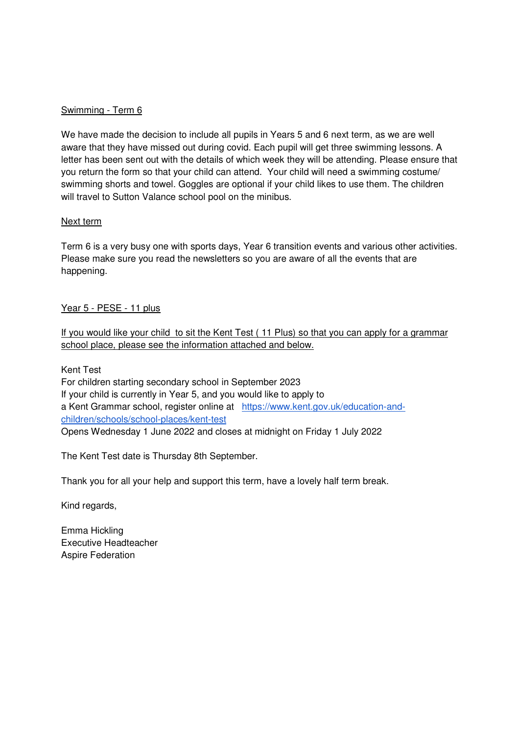<u>Swimming - Term 6</u>

We have made the decision to include all pupils in Years 5 and 6 next term, as we are well aware that they have missed out during covid. Each pupil will get three swimming lessons. A letter has been sent out with the details of which week they will be attending. Please ensure that you return the form so that your child can attend. Your child will need a swimming costume/ swimming shorts and towel. Goggles are optional if your child likes to use them. The children will travel to Sutton Valance school pool on the minibus.

<u>Next term</u>

Term 6 is a very busy one with sports days, Year 6 transition events and various other activities. Please make sure you read the newsletters so you are aware of all the events that are happening.

<u>Year 5 - PESE - 11 plus</u>

<u>If you would like your child to sit the Kent Test ( 11 Plus) so that you can apply for a grammar school place, please see the information attached and below.</u>

Kent Test
For children starting secondary school in September 2023
If your child is currently in Year 5, and you would like to apply to
a Kent Grammar school, register online at [https://www.kent.gov.uk/education-and-children/schools/school-places/kent-test](https://www.kent.gov.uk/education-and-children/schools/school-places/kent-test)
Opens Wednesday 1 June 2022 and closes at midnight on Friday 1 July 2022

The Kent Test date is Thursday 8th September.

Thank you for all your help and support this term, have a lovely half term break.

Kind regards,

Emma Hickling
Executive Headteacher
Aspire Federation